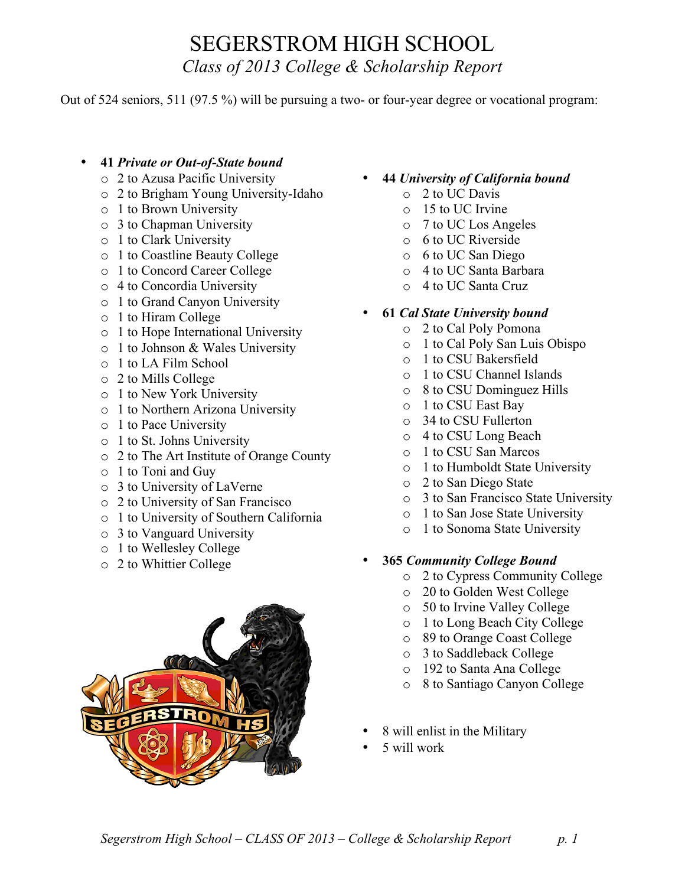# SEGERSTROM HIGH SCHOOL

*Class of 2013 College & Scholarship Report*

Out of 524 seniors, 511 (97.5 %) will be pursuing a two- or four-year degree or vocational program:

- **41 *Private or Out-of-State bound***
  - 2 to Azusa Pacific University
  - 2 to Brigham Young University-Idaho
  - 1 to Brown University
  - 3 to Chapman University
  - 1 to Clark University
  - 1 to Coastline Beauty College
  - 1 to Concord Career College
  - 4 to Concordia University
  - 1 to Grand Canyon University
  - 1 to Hiram College
  - 1 to Hope International University
  - 1 to Johnson & Wales University
  - 1 to LA Film School
  - 2 to Mills College
  - 1 to New York University
  - 1 to Northern Arizona University
  - 1 to Pace University
  - 1 to St. Johns University
  - 2 to The Art Institute of Orange County
  - 1 to Toni and Guy
  - 3 to University of LaVerne
  - 2 to University of San Francisco
  - 1 to University of Southern California
  - 3 to Vanguard University
  - 1 to Wellesley College
  - 2 to Whittier College

- **44 *University of California bound***
  - 2 to UC Davis
  - 15 to UC Irvine
  - 7 to UC Los Angeles
  - 6 to UC Riverside
  - 6 to UC San Diego
  - 4 to UC Santa Barbara
  - 4 to UC Santa Cruz

- **61 *Cal State University bound***
  - 2 to Cal Poly Pomona
  - 1 to Cal Poly San Luis Obispo
  - 1 to CSU Bakersfield
  - 1 to CSU Channel Islands
  - 8 to CSU Dominguez Hills
  - 1 to CSU East Bay
  - 34 to CSU Fullerton
  - 4 to CSU Long Beach
  - 1 to CSU San Marcos
  - 1 to Humboldt State University
  - 2 to San Diego State
  - 3 to San Francisco State University
  - 1 to San Jose State University
  - 1 to Sonoma State University

- **365 *Community College Bound***
  - 2 to Cypress Community College
  - 20 to Golden West College
  - 50 to Irvine Valley College
  - 1 to Long Beach City College
  - 89 to Orange Coast College
  - 3 to Saddleback College
  - 192 to Santa Ana College
  - 8 to Santiago Canyon College

- 8 will enlist in the Military
- 5 will work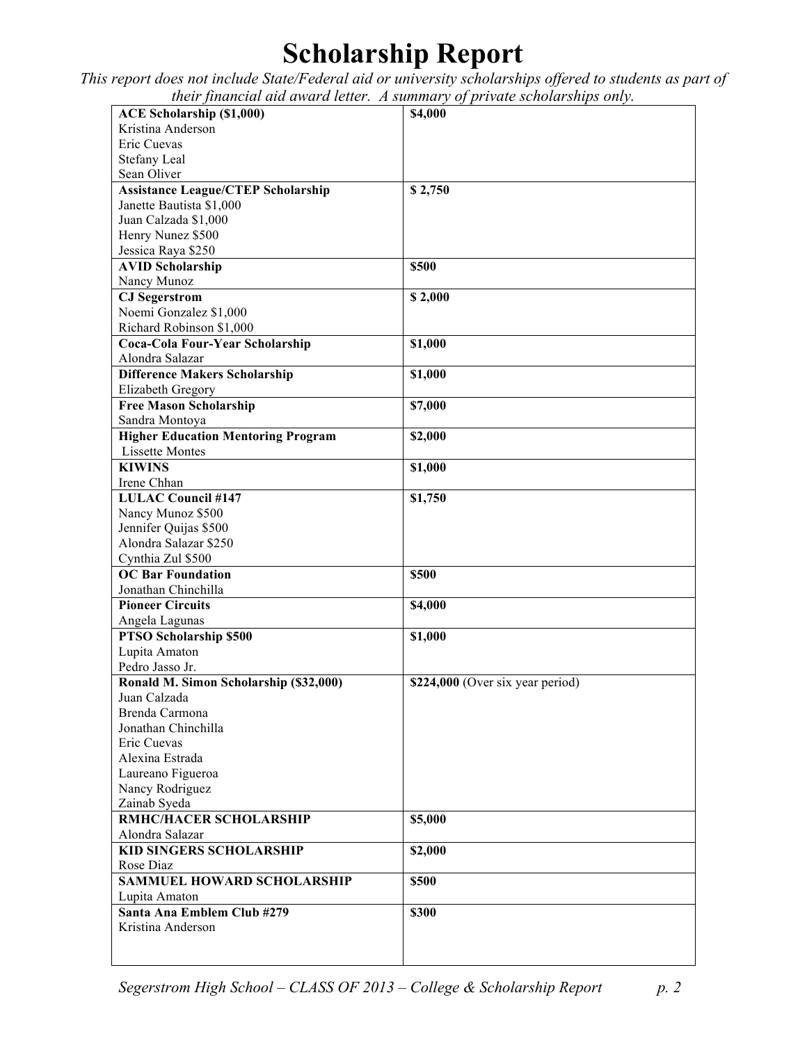# Scholarship Report

*This report does not include State/Federal aid or university scholarships offered to students as part of their financial aid award letter. A summary of private scholarships only.*

| Scholarship / Recipients | Amount |
|---|---|
| **ACE Scholarship ($1,000)**<br>Kristina Anderson<br>Eric Cuevas<br>Stefany Leal<br>Sean Oliver | **$4,000** |
| **Assistance League/CTEP Scholarship**<br>Janette Bautista $1,000<br>Juan Calzada $1,000<br>Henry Nunez $500<br>Jessica Raya $250 | **$ 2,750** |
| **AVID Scholarship**<br>Nancy Munoz | **$500** |
| **CJ Segerstrom**<br>Noemi Gonzalez $1,000<br>Richard Robinson $1,000 | **$ 2,000** |
| **Coca-Cola Four-Year Scholarship**<br>Alondra Salazar | **$1,000** |
| **Difference Makers Scholarship**<br>Elizabeth Gregory | **$1,000** |
| **Free Mason Scholarship**<br>Sandra Montoya | **$7,000** |
| **Higher Education Mentoring Program**<br>Lissette Montes | **$2,000** |
| **KIWINS**<br>Irene Chhan | **$1,000** |
| **LULAC Council #147**<br>Nancy Munoz $500<br>Jennifer Quijas $500<br>Alondra Salazar $250<br>Cynthia Zul $500 | **$1,750** |
| **OC Bar Foundation**<br>Jonathan Chinchilla | **$500** |
| **Pioneer Circuits**<br>Angela Lagunas | **$4,000** |
| **PTSO Scholarship $500**<br>Lupita Amaton<br>Pedro Jasso Jr. | **$1,000** |
| **Ronald M. Simon Scholarship ($32,000)**<br>Juan Calzada<br>Brenda Carmona<br>Jonathan Chinchilla<br>Eric Cuevas<br>Alexina Estrada<br>Laureano Figueroa<br>Nancy Rodriguez<br>Zainab Syeda | **$224,000** (Over six year period) |
| **RMHC/HACER SCHOLARSHIP**<br>Alondra Salazar | **$5,000** |
| **KID SINGERS SCHOLARSHIP**<br>Rose Diaz | **$2,000** |
| **SAMMUEL HOWARD SCHOLARSHIP**<br>Lupita Amaton | **$500** |
| **Santa Ana Emblem Club #279**<br>Kristina Anderson | **$300** |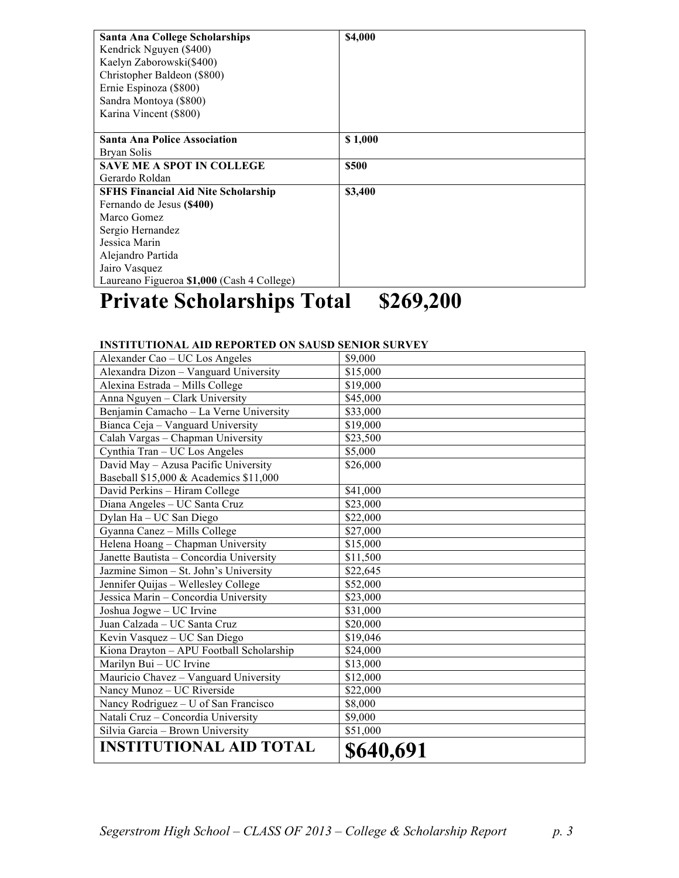| | |
|---|---|
| **Santa Ana College Scholarships**<br>Kendrick Nguyen ($400)<br>Kaelyn Zaborowski($400)<br>Christopher Baldeon ($800)<br>Ernie Espinoza ($800)<br>Sandra Montoya ($800)<br>Karina Vincent ($800) | **$4,000** |
| **Santa Ana Police Association**<br>Bryan Solis | **$ 1,000** |
| **SAVE ME A SPOT IN COLLEGE**<br>Gerardo Roldan | **$500** |
| **SFHS Financial Aid Nite Scholarship**<br>Fernando de Jesus **($400)**<br>Marco Gomez<br>Sergio Hernandez<br>Jessica Marin<br>Alejandro Partida<br>Jairo Vasquez<br>Laureano Figueroa **$1,000** (Cash 4 College) | **$3,400** |

# Private Scholarships Total $269,200

**INSTITUTIONAL AID REPORTED ON SAUSD SENIOR SURVEY**

| | |
|---|---|
| Alexander Cao – UC Los Angeles | $9,000 |
| Alexandra Dizon – Vanguard University | $15,000 |
| Alexina Estrada – Mills College | $19,000 |
| Anna Nguyen – Clark University | $45,000 |
| Benjamin Camacho – La Verne University | $33,000 |
| Bianca Ceja – Vanguard University | $19,000 |
| Calah Vargas – Chapman University | $23,500 |
| Cynthia Tran – UC Los Angeles | $5,000 |
| David May – Azusa Pacific University<br>Baseball $15,000 & Academics $11,000 | $26,000 |
| David Perkins – Hiram College | $41,000 |
| Diana Angeles – UC Santa Cruz | $23,000 |
| Dylan Ha – UC San Diego | $22,000 |
| Gyanna Canez – Mills College | $27,000 |
| Helena Hoang – Chapman University | $15,000 |
| Janette Bautista – Concordia University | $11,500 |
| Jazmine Simon – St. John's University | $22,645 |
| Jennifer Quijas – Wellesley College | $52,000 |
| Jessica Marin – Concordia University | $23,000 |
| Joshua Jogwe – UC Irvine | $31,000 |
| Juan Calzada – UC Santa Cruz | $20,000 |
| Kevin Vasquez – UC San Diego | $19,046 |
| Kiona Drayton – APU Football Scholarship | $24,000 |
| Marilyn Bui – UC Irvine | $13,000 |
| Mauricio Chavez – Vanguard University | $12,000 |
| Nancy Munoz – UC Riverside | $22,000 |
| Nancy Rodriguez – U of San Francisco | $8,000 |
| Natali Cruz – Concordia University | $9,000 |
| Silvia Garcia – Brown University | $51,000 |
| **INSTITUTIONAL AID TOTAL** | **$640,691** |